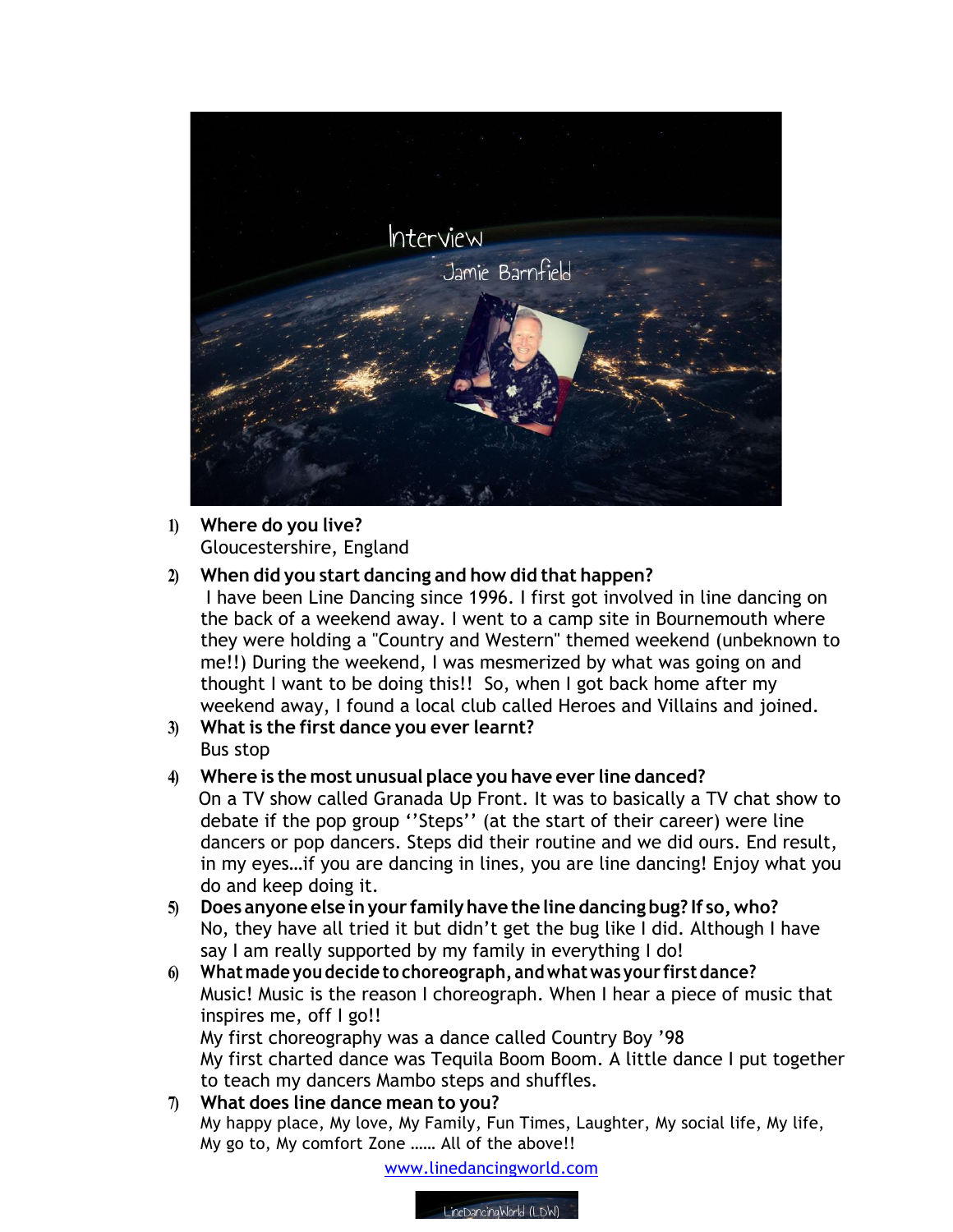# Interview

## Jamie Barnfield

1) **Where do you live?**
   Gloucestershire, England

2) **When did you start dancing and how did that happen?**
   I have been Line Dancing since 1996. I first got involved in line dancing on the back of a weekend away. I went to a camp site in Bournemouth where they were holding a "Country and Western" themed weekend (unbeknown to me!!) During the weekend, I was mesmerized by what was going on and thought I want to be doing this!! So, when I got back home after my weekend away, I found a local club called Heroes and Villains and joined.

3) **What is the first dance you ever learnt?**
   Bus stop

4) **Where is the most unusual place you have ever line danced?**
   On a TV show called Granada Up Front. It was to basically a TV chat show to debate if the pop group ''Steps'' (at the start of their career) were line dancers or pop dancers. Steps did their routine and we did ours. End result, in my eyes…if you are dancing in lines, you are line dancing! Enjoy what you do and keep doing it.

5) **Does anyone else in your family have the line dancing bug? If so, who?**
   No, they have all tried it but didn't get the bug like I did. Although I have say I am really supported by my family in everything I do!

6) **What made you decide to choreograph, and what was your first dance?**
   Music! Music is the reason I choreograph. When I hear a piece of music that inspires me, off I go!!
   My first choreography was a dance called Country Boy '98
   My first charted dance was Tequila Boom Boom. A little dance I put together to teach my dancers Mambo steps and shuffles.

7) **What does line dance mean to you?**
   My happy place, My love, My Family, Fun Times, Laughter, My social life, My life, My go to, My comfort Zone …… All of the above!!

www.linedancingworld.com

LineDancingWorld (LDW)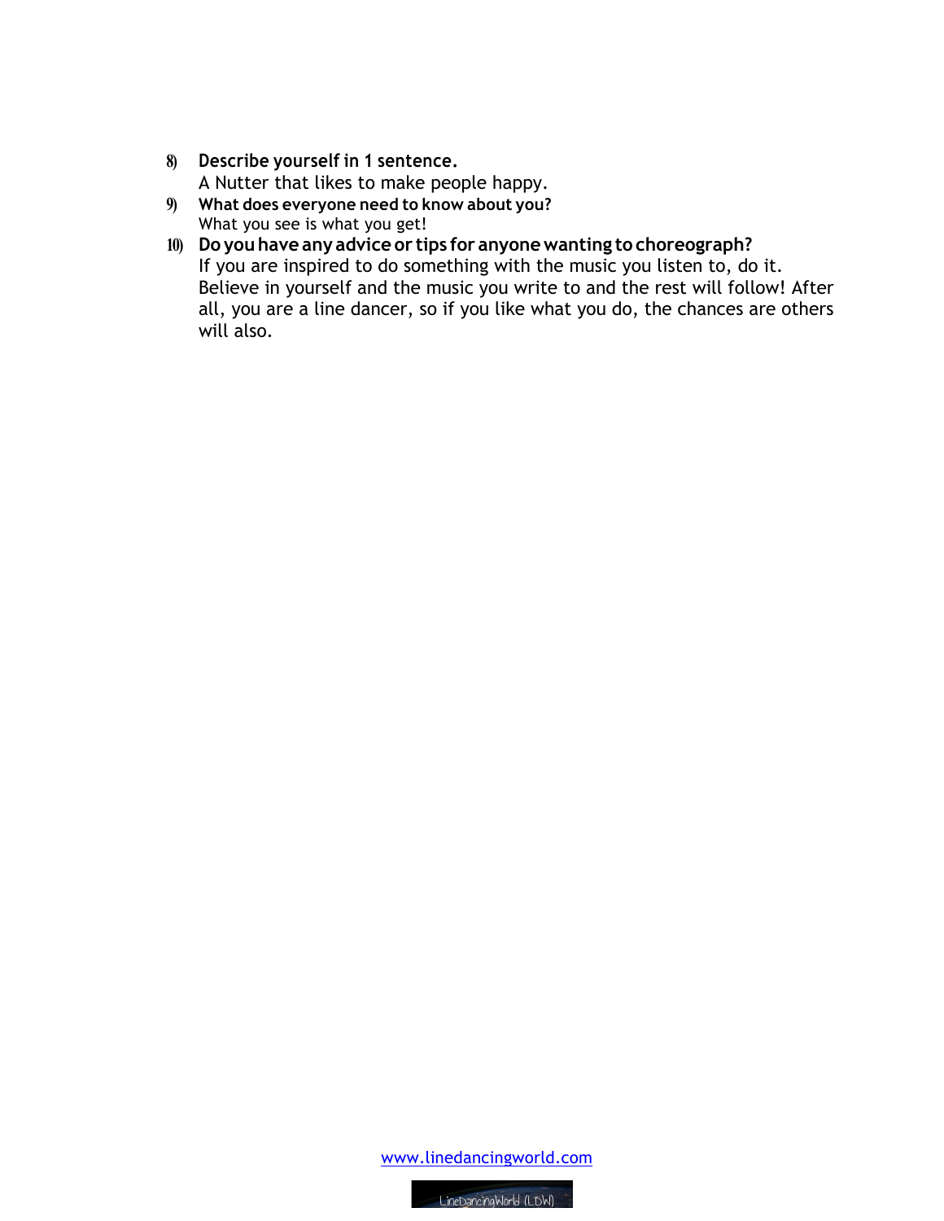8) **Describe yourself in 1 sentence.**
   A Nutter that likes to make people happy.
9) **What does everyone need to know about you?**
   What you see is what you get!
10) **Do you have any advice or tips for anyone wanting to choreograph?**
    If you are inspired to do something with the music you listen to, do it. Believe in yourself and the music you write to and the rest will follow! After all, you are a line dancer, so if you like what you do, the chances are others will also.